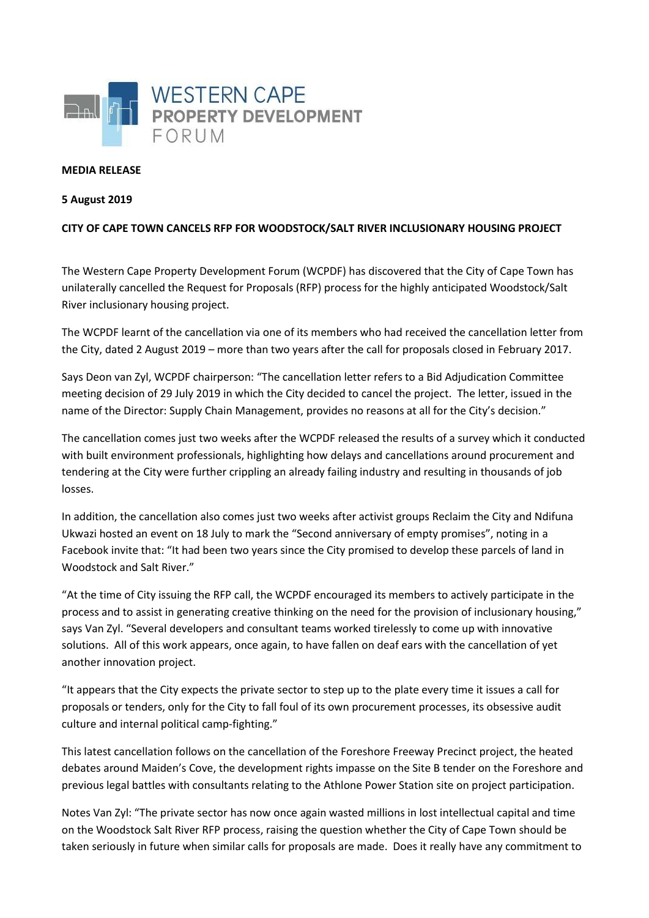WESTERN CAPE
PROPERTY DEVELOPMENT
FORUM

**MEDIA RELEASE**

**5 August 2019**

**CITY OF CAPE TOWN CANCELS RFP FOR WOODSTOCK/SALT RIVER INCLUSIONARY HOUSING PROJECT**

The Western Cape Property Development Forum (WCPDF) has discovered that the City of Cape Town has unilaterally cancelled the Request for Proposals (RFP) process for the highly anticipated Woodstock/Salt River inclusionary housing project.

The WCPDF learnt of the cancellation via one of its members who had received the cancellation letter from the City, dated 2 August 2019 – more than two years after the call for proposals closed in February 2017.

Says Deon van Zyl, WCPDF chairperson: "The cancellation letter refers to a Bid Adjudication Committee meeting decision of 29 July 2019 in which the City decided to cancel the project. The letter, issued in the name of the Director: Supply Chain Management, provides no reasons at all for the City's decision."

The cancellation comes just two weeks after the WCPDF released the results of a survey which it conducted with built environment professionals, highlighting how delays and cancellations around procurement and tendering at the City were further crippling an already failing industry and resulting in thousands of job losses.

In addition, the cancellation also comes just two weeks after activist groups Reclaim the City and Ndifuna Ukwazi hosted an event on 18 July to mark the "Second anniversary of empty promises", noting in a Facebook invite that: "It had been two years since the City promised to develop these parcels of land in Woodstock and Salt River."

"At the time of City issuing the RFP call, the WCPDF encouraged its members to actively participate in the process and to assist in generating creative thinking on the need for the provision of inclusionary housing," says Van Zyl. "Several developers and consultant teams worked tirelessly to come up with innovative solutions. All of this work appears, once again, to have fallen on deaf ears with the cancellation of yet another innovation project.

"It appears that the City expects the private sector to step up to the plate every time it issues a call for proposals or tenders, only for the City to fall foul of its own procurement processes, its obsessive audit culture and internal political camp-fighting."

This latest cancellation follows on the cancellation of the Foreshore Freeway Precinct project, the heated debates around Maiden's Cove, the development rights impasse on the Site B tender on the Foreshore and previous legal battles with consultants relating to the Athlone Power Station site on project participation.

Notes Van Zyl: "The private sector has now once again wasted millions in lost intellectual capital and time on the Woodstock Salt River RFP process, raising the question whether the City of Cape Town should be taken seriously in future when similar calls for proposals are made. Does it really have any commitment to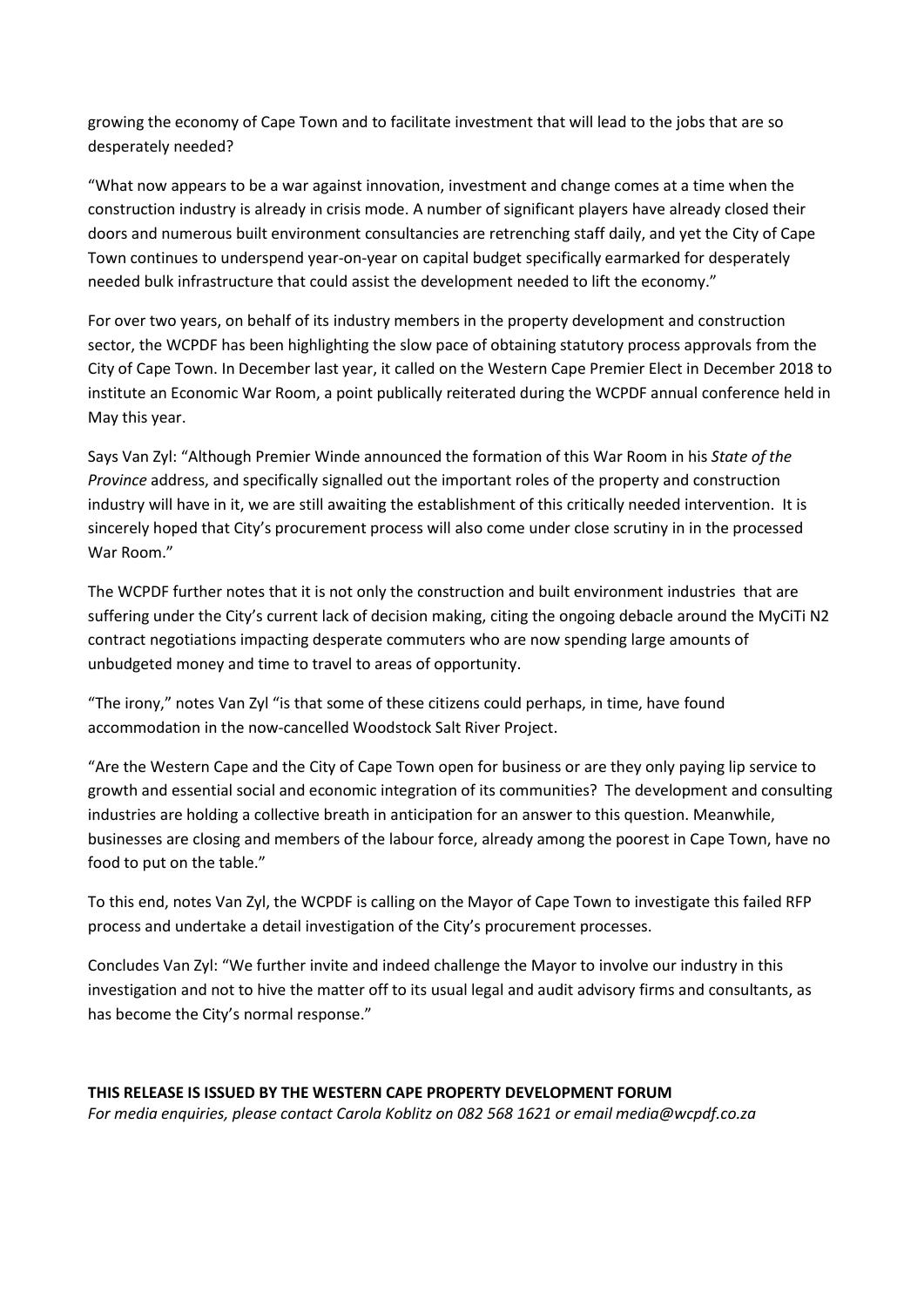growing the economy of Cape Town and to facilitate investment that will lead to the jobs that are so desperately needed?

"What now appears to be a war against innovation, investment and change comes at a time when the construction industry is already in crisis mode. A number of significant players have already closed their doors and numerous built environment consultancies are retrenching staff daily, and yet the City of Cape Town continues to underspend year-on-year on capital budget specifically earmarked for desperately needed bulk infrastructure that could assist the development needed to lift the economy."

For over two years, on behalf of its industry members in the property development and construction sector, the WCPDF has been highlighting the slow pace of obtaining statutory process approvals from the City of Cape Town. In December last year, it called on the Western Cape Premier Elect in December 2018 to institute an Economic War Room, a point publically reiterated during the WCPDF annual conference held in May this year.

Says Van Zyl: "Although Premier Winde announced the formation of this War Room in his *State of the Province* address, and specifically signalled out the important roles of the property and construction industry will have in it, we are still awaiting the establishment of this critically needed intervention. It is sincerely hoped that City's procurement process will also come under close scrutiny in in the processed War Room."

The WCPDF further notes that it is not only the construction and built environment industries that are suffering under the City's current lack of decision making, citing the ongoing debacle around the MyCiTi N2 contract negotiations impacting desperate commuters who are now spending large amounts of unbudgeted money and time to travel to areas of opportunity.

"The irony," notes Van Zyl "is that some of these citizens could perhaps, in time, have found accommodation in the now-cancelled Woodstock Salt River Project.

"Are the Western Cape and the City of Cape Town open for business or are they only paying lip service to growth and essential social and economic integration of its communities? The development and consulting industries are holding a collective breath in anticipation for an answer to this question. Meanwhile, businesses are closing and members of the labour force, already among the poorest in Cape Town, have no food to put on the table."

To this end, notes Van Zyl, the WCPDF is calling on the Mayor of Cape Town to investigate this failed RFP process and undertake a detail investigation of the City's procurement processes.

Concludes Van Zyl: "We further invite and indeed challenge the Mayor to involve our industry in this investigation and not to hive the matter off to its usual legal and audit advisory firms and consultants, as has become the City's normal response."

**THIS RELEASE IS ISSUED BY THE WESTERN CAPE PROPERTY DEVELOPMENT FORUM**

*For media enquiries, please contact Carola Koblitz on 082 568 1621 or email media@wcpdf.co.za*